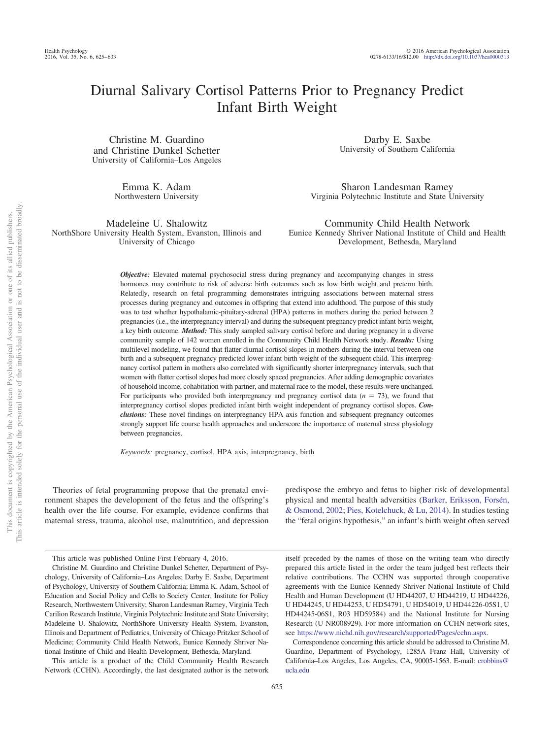# Diurnal Salivary Cortisol Patterns Prior to Pregnancy Predict Infant Birth Weight

Christine M. Guardino and Christine Dunkel Schetter
University of California–Los Angeles

Darby E. Saxbe
University of Southern California

Emma K. Adam
Northwestern University

Sharon Landesman Ramey
Virginia Polytechnic Institute and State University

Madeleine U. Shalowitz
NorthShore University Health System, Evanston, Illinois and University of Chicago

Community Child Health Network
Eunice Kennedy Shriver National Institute of Child and Health Development, Bethesda, Maryland

***Objective:*** Elevated maternal psychosocial stress during pregnancy and accompanying changes in stress hormones may contribute to risk of adverse birth outcomes such as low birth weight and preterm birth. Relatedly, research on fetal programming demonstrates intriguing associations between maternal stress processes during pregnancy and outcomes in offspring that extend into adulthood. The purpose of this study was to test whether hypothalamic-pituitary-adrenal (HPA) patterns in mothers during the period between 2 pregnancies (i.e., the interpregnancy interval) and during the subsequent pregnancy predict infant birth weight, a key birth outcome. ***Method:*** This study sampled salivary cortisol before and during pregnancy in a diverse community sample of 142 women enrolled in the Community Child Health Network study. ***Results:*** Using multilevel modeling, we found that flatter diurnal cortisol slopes in mothers during the interval between one birth and a subsequent pregnancy predicted lower infant birth weight of the subsequent child. This interpregnancy cortisol pattern in mothers also correlated with significantly shorter interpregnancy intervals, such that women with flatter cortisol slopes had more closely spaced pregnancies. After adding demographic covariates of household income, cohabitation with partner, and maternal race to the model, these results were unchanged. For participants who provided both interpregnancy and pregnancy cortisol data ($n = 73$), we found that interpregnancy cortisol slopes predicted infant birth weight independent of pregnancy cortisol slopes. ***Conclusions:*** These novel findings on interpregnancy HPA axis function and subsequent pregnancy outcomes strongly support life course health approaches and underscore the importance of maternal stress physiology between pregnancies.

*Keywords:* pregnancy, cortisol, HPA axis, interpregnancy, birth

Theories of fetal programming propose that the prenatal environment shapes the development of the fetus and the offspring's health over the life course. For example, evidence confirms that maternal stress, trauma, alcohol use, malnutrition, and depression predispose the embryo and fetus to higher risk of developmental physical and mental health adversities (Barker, Eriksson, Forsén, & Osmond, 2002; Pies, Kotelchuck, & Lu, 2014). In studies testing the "fetal origins hypothesis," an infant's birth weight often served

---

This article was published Online First February 4, 2016.

Christine M. Guardino and Christine Dunkel Schetter, Department of Psychology, University of California–Los Angeles; Darby E. Saxbe, Department of Psychology, University of Southern California; Emma K. Adam, School of Education and Social Policy and Cells to Society Center, Institute for Policy Research, Northwestern University; Sharon Landesman Ramey, Virginia Tech Carilion Research Institute, Virginia Polytechnic Institute and State University; Madeleine U. Shalowitz, NorthShore University Health System, Evanston, Illinois and Department of Pediatrics, University of Chicago Pritzker School of Medicine; Community Child Health Network, Eunice Kennedy Shriver National Institute of Child and Health Development, Bethesda, Maryland.

This article is a product of the Child Community Health Research Network (CCHN). Accordingly, the last designated author is the network itself preceded by the names of those on the writing team who directly prepared this article listed in the order the team judged best reflects their relative contributions. The CCHN was supported through cooperative agreements with the Eunice Kennedy Shriver National Institute of Child Health and Human Development (U HD44207, U HD44219, U HD44226, U HD44245, U HD44253, U HD54791, U HD54019, U HD44226-05S1, U HD44245-06S1, R03 HD59584) and the National Institute for Nursing Research (U NR008929). For more information on CCHN network sites, see https://www.nichd.nih.gov/research/supported/Pages/cchn.aspx.

Correspondence concerning this article should be addressed to Christine M. Guardino, Department of Psychology, 1285A Franz Hall, University of California–Los Angeles, Los Angeles, CA, 90005-1563. E-mail: crobbins@ucla.edu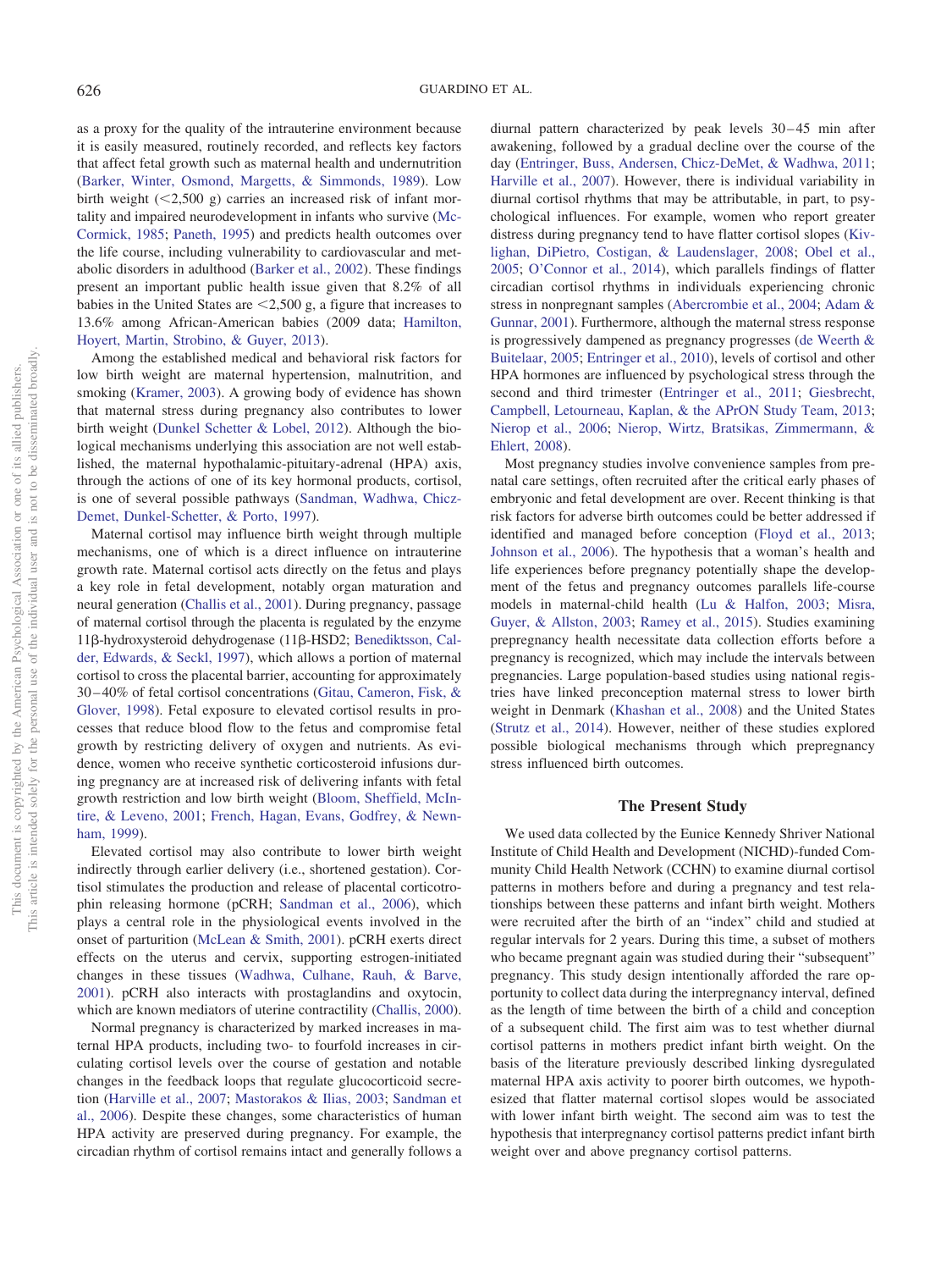as a proxy for the quality of the intrauterine environment because it is easily measured, routinely recorded, and reflects key factors that affect fetal growth such as maternal health and undernutrition (Barker, Winter, Osmond, Margetts, & Simmonds, 1989). Low birth weight (<2,500 g) carries an increased risk of infant mortality and impaired neurodevelopment in infants who survive (McCormick, 1985; Paneth, 1995) and predicts health outcomes over the life course, including vulnerability to cardiovascular and metabolic disorders in adulthood (Barker et al., 2002). These findings present an important public health issue given that 8.2% of all babies in the United States are <2,500 g, a figure that increases to 13.6% among African-American babies (2009 data; Hamilton, Hoyert, Martin, Strobino, & Guyer, 2013).

Among the established medical and behavioral risk factors for low birth weight are maternal hypertension, malnutrition, and smoking (Kramer, 2003). A growing body of evidence has shown that maternal stress during pregnancy also contributes to lower birth weight (Dunkel Schetter & Lobel, 2012). Although the biological mechanisms underlying this association are not well established, the maternal hypothalamic-pituitary-adrenal (HPA) axis, through the actions of one of its key hormonal products, cortisol, is one of several possible pathways (Sandman, Wadhwa, Chicz-Demet, Dunkel-Schetter, & Porto, 1997).

Maternal cortisol may influence birth weight through multiple mechanisms, one of which is a direct influence on intrauterine growth rate. Maternal cortisol acts directly on the fetus and plays a key role in fetal development, notably organ maturation and neural generation (Challis et al., 2001). During pregnancy, passage of maternal cortisol through the placenta is regulated by the enzyme 11β-hydroxysteroid dehydrogenase (11β-HSD2; Benediktsson, Calder, Edwards, & Seckl, 1997), which allows a portion of maternal cortisol to cross the placental barrier, accounting for approximately 30–40% of fetal cortisol concentrations (Gitau, Cameron, Fisk, & Glover, 1998). Fetal exposure to elevated cortisol results in processes that reduce blood flow to the fetus and compromise fetal growth by restricting delivery of oxygen and nutrients. As evidence, women who receive synthetic corticosteroid infusions during pregnancy are at increased risk of delivering infants with fetal growth restriction and low birth weight (Bloom, Sheffield, McIntire, & Leveno, 2001; French, Hagan, Evans, Godfrey, & Newnham, 1999).

Elevated cortisol may also contribute to lower birth weight indirectly through earlier delivery (i.e., shortened gestation). Cortisol stimulates the production and release of placental corticotrophin releasing hormone (pCRH; Sandman et al., 2006), which plays a central role in the physiological events involved in the onset of parturition (McLean & Smith, 2001). pCRH exerts direct effects on the uterus and cervix, supporting estrogen-initiated changes in these tissues (Wadhwa, Culhane, Rauh, & Barve, 2001). pCRH also interacts with prostaglandins and oxytocin, which are known mediators of uterine contractility (Challis, 2000).

Normal pregnancy is characterized by marked increases in maternal HPA products, including two- to fourfold increases in circulating cortisol levels over the course of gestation and notable changes in the feedback loops that regulate glucocorticoid secretion (Harville et al., 2007; Mastorakos & Ilias, 2003; Sandman et al., 2006). Despite these changes, some characteristics of human HPA activity are preserved during pregnancy. For example, the circadian rhythm of cortisol remains intact and generally follows a diurnal pattern characterized by peak levels 30–45 min after awakening, followed by a gradual decline over the course of the day (Entringer, Buss, Andersen, Chicz-DeMet, & Wadhwa, 2011; Harville et al., 2007). However, there is individual variability in diurnal cortisol rhythms that may be attributable, in part, to psychological influences. For example, women who report greater distress during pregnancy tend to have flatter cortisol slopes (Kivlighan, DiPietro, Costigan, & Laudenslager, 2008; Obel et al., 2005; O'Connor et al., 2014), which parallels findings of flatter circadian cortisol rhythms in individuals experiencing chronic stress in nonpregnant samples (Abercrombie et al., 2004; Adam & Gunnar, 2001). Furthermore, although the maternal stress response is progressively dampened as pregnancy progresses (de Weerth & Buitelaar, 2005; Entringer et al., 2010), levels of cortisol and other HPA hormones are influenced by psychological stress through the second and third trimester (Entringer et al., 2011; Giesbrecht, Campbell, Letourneau, Kaplan, & the APrON Study Team, 2013; Nierop et al., 2006; Nierop, Wirtz, Bratsikas, Zimmermann, & Ehlert, 2008).

Most pregnancy studies involve convenience samples from prenatal care settings, often recruited after the critical early phases of embryonic and fetal development are over. Recent thinking is that risk factors for adverse birth outcomes could be better addressed if identified and managed before conception (Floyd et al., 2013; Johnson et al., 2006). The hypothesis that a woman's health and life experiences before pregnancy potentially shape the development of the fetus and pregnancy outcomes parallels life-course models in maternal-child health (Lu & Halfon, 2003; Misra, Guyer, & Allston, 2003; Ramey et al., 2015). Studies examining prepregnancy health necessitate data collection efforts before a pregnancy is recognized, which may include the intervals between pregnancies. Large population-based studies using national registries have linked preconception maternal stress to lower birth weight in Denmark (Khashan et al., 2008) and the United States (Strutz et al., 2014). However, neither of these studies explored possible biological mechanisms through which prepregnancy stress influenced birth outcomes.

## The Present Study

We used data collected by the Eunice Kennedy Shriver National Institute of Child Health and Development (NICHD)-funded Community Child Health Network (CCHN) to examine diurnal cortisol patterns in mothers before and during a pregnancy and test relationships between these patterns and infant birth weight. Mothers were recruited after the birth of an "index" child and studied at regular intervals for 2 years. During this time, a subset of mothers who became pregnant again was studied during their "subsequent" pregnancy. This study design intentionally afforded the rare opportunity to collect data during the interpregnancy interval, defined as the length of time between the birth of a child and conception of a subsequent child. The first aim was to test whether diurnal cortisol patterns in mothers predict infant birth weight. On the basis of the literature previously described linking dysregulated maternal HPA axis activity to poorer birth outcomes, we hypothesized that flatter maternal cortisol slopes would be associated with lower infant birth weight. The second aim was to test the hypothesis that interpregnancy cortisol patterns predict infant birth weight over and above pregnancy cortisol patterns.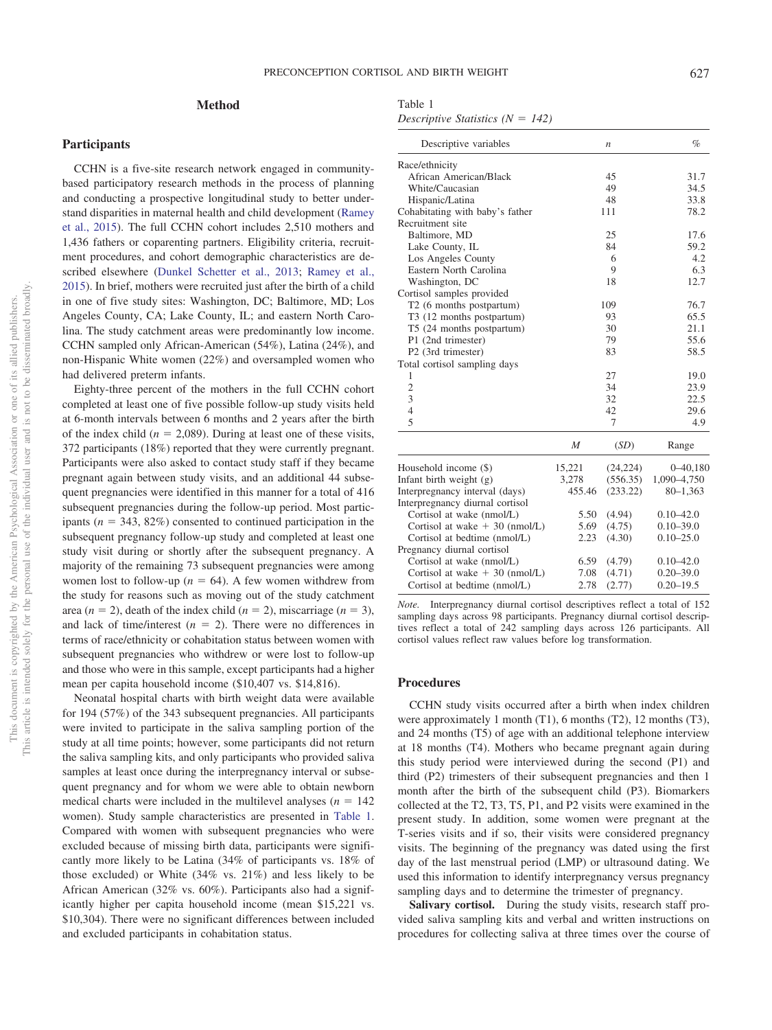## Method

### Participants

CCHN is a five-site research network engaged in community-based participatory research methods in the process of planning and conducting a prospective longitudinal study to better understand disparities in maternal health and child development (Ramey et al., 2015). The full CCHN cohort includes 2,510 mothers and 1,436 fathers or coparenting partners. Eligibility criteria, recruitment procedures, and cohort demographic characteristics are described elsewhere (Dunkel Schetter et al., 2013; Ramey et al., 2015). In brief, mothers were recruited just after the birth of a child in one of five study sites: Washington, DC; Baltimore, MD; Los Angeles County, CA; Lake County, IL; and eastern North Carolina. The study catchment areas were predominantly low income. CCHN sampled only African-American (54%), Latina (24%), and non-Hispanic White women (22%) and oversampled women who had delivered preterm infants.

Eighty-three percent of the mothers in the full CCHN cohort completed at least one of five possible follow-up study visits held at 6-month intervals between 6 months and 2 years after the birth of the index child ($n$ = 2,089). During at least one of these visits, 372 participants (18%) reported that they were currently pregnant. Participants were also asked to contact study staff if they became pregnant again between study visits, and an additional 44 subsequent pregnancies were identified in this manner for a total of 416 subsequent pregnancies during the follow-up period. Most participants ($n$ = 343, 82%) consented to continued participation in the subsequent pregnancy follow-up study and completed at least one study visit during or shortly after the subsequent pregnancy. A majority of the remaining 73 subsequent pregnancies were among women lost to follow-up ($n$ = 64). A few women withdrew from the study for reasons such as moving out of the study catchment area ($n$ = 2), death of the index child ($n$ = 2), miscarriage ($n$ = 3), and lack of time/interest ($n$ = 2). There were no differences in terms of race/ethnicity or cohabitation status between women with subsequent pregnancies who withdrew or were lost to follow-up and those who were in this sample, except participants had a higher mean per capita household income ($10,407 vs. $14,816).

Neonatal hospital charts with birth weight data were available for 194 (57%) of the 343 subsequent pregnancies. All participants were invited to participate in the saliva sampling portion of the study at all time points; however, some participants did not return the saliva sampling kits, and only participants who provided saliva samples at least once during the interpregnancy interval or subsequent pregnancy and for whom we were able to obtain newborn medical charts were included in the multilevel analyses ($n$ = 142 women). Study sample characteristics are presented in Table 1. Compared with women with subsequent pregnancies who were excluded because of missing birth data, participants were significantly more likely to be Latina (34% of participants vs. 18% of those excluded) or White (34% vs. 21%) and less likely to be African American (32% vs. 60%). Participants also had a significantly higher per capita household income (mean $15,221 vs. $10,304). There were no significant differences between included and excluded participants in cohabitation status.

Table 1
*Descriptive Statistics (N = 142)*

| Descriptive variables | | *n* | % |
|---|---|---|---|
| Race/ethnicity | | | |
| African American/Black | | 45 | 31.7 |
| White/Caucasian | | 49 | 34.5 |
| Hispanic/Latina | | 48 | 33.8 |
| Cohabitating with baby's father | | 111 | 78.2 |
| Recruitment site | | | |
| Baltimore, MD | | 25 | 17.6 |
| Lake County, IL | | 84 | 59.2 |
| Los Angeles County | | 6 | 4.2 |
| Eastern North Carolina | | 9 | 6.3 |
| Washington, DC | | 18 | 12.7 |
| Cortisol samples provided | | | |
| T2 (6 months postpartum) | | 109 | 76.7 |
| T3 (12 months postpartum) | | 93 | 65.5 |
| T5 (24 months postpartum) | | 30 | 21.1 |
| P1 (2nd trimester) | | 79 | 55.6 |
| P2 (3rd trimester) | | 83 | 58.5 |
| Total cortisol sampling days | | | |
| 1 | | 27 | 19.0 |
| 2 | | 34 | 23.9 |
| 3 | | 32 | 22.5 |
| 4 | | 42 | 29.6 |
| 5 | | 7 | 4.9 |
| | *M* | (*SD*) | Range |
| Household income ($) | 15,221 | (24,224) | 0–40,180 |
| Infant birth weight (g) | 3,278 | (556.35) | 1,090–4,750 |
| Interpregnancy interval (days) | 455.46 | (233.22) | 80–1,363 |
| Interpregnancy diurnal cortisol | | | |
| Cortisol at wake (nmol/L) | 5.50 | (4.94) | 0.10–42.0 |
| Cortisol at wake + 30 (nmol/L) | 5.69 | (4.75) | 0.10–39.0 |
| Cortisol at bedtime (nmol/L) | 2.23 | (4.30) | 0.10–25.0 |
| Pregnancy diurnal cortisol | | | |
| Cortisol at wake (nmol/L) | 6.59 | (4.79) | 0.10–42.0 |
| Cortisol at wake + 30 (nmol/L) | 7.08 | (4.71) | 0.20–39.0 |
| Cortisol at bedtime (nmol/L) | 2.78 | (2.77) | 0.20–19.5 |

*Note.* Interpregnancy diurnal cortisol descriptives reflect a total of 152 sampling days across 98 participants. Pregnancy diurnal cortisol descriptives reflect a total of 242 sampling days across 126 participants. All cortisol values reflect raw values before log transformation.

### Procedures

CCHN study visits occurred after a birth when index children were approximately 1 month (T1), 6 months (T2), 12 months (T3), and 24 months (T5) of age with an additional telephone interview at 18 months (T4). Mothers who became pregnant again during this study period were interviewed during the second (P1) and third (P2) trimesters of their subsequent pregnancies and then 1 month after the birth of the subsequent child (P3). Biomarkers collected at the T2, T3, T5, P1, and P2 visits were examined in the present study. In addition, some women were pregnant at the T-series visits and if so, their visits were considered pregnancy visits. The beginning of the pregnancy was dated using the first day of the last menstrual period (LMP) or ultrasound dating. We used this information to identify interpregnancy versus pregnancy sampling days and to determine the trimester of pregnancy.

**Salivary cortisol.** During the study visits, research staff provided saliva sampling kits and verbal and written instructions on procedures for collecting saliva at three times over the course of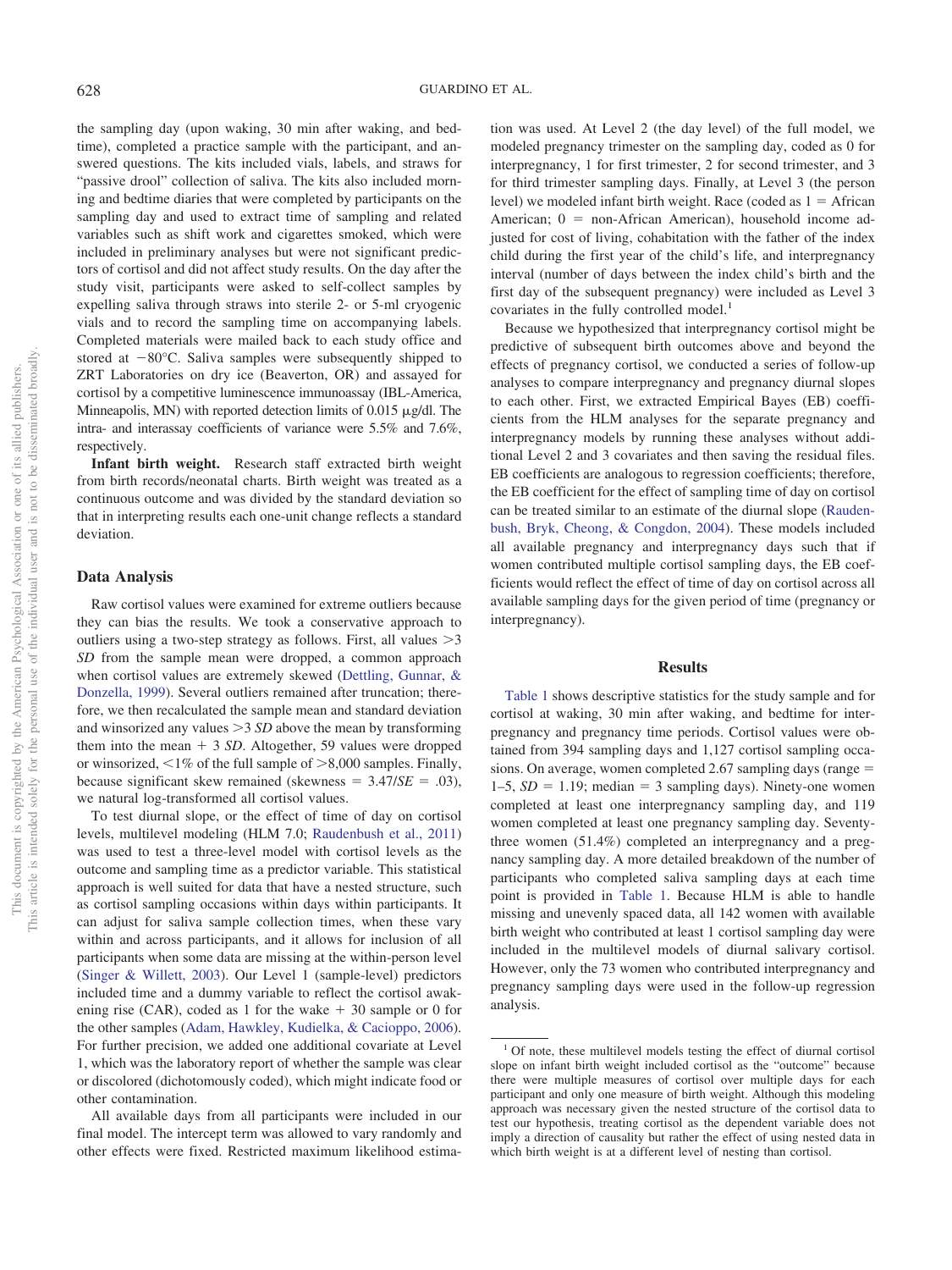the sampling day (upon waking, 30 min after waking, and bedtime), completed a practice sample with the participant, and answered questions. The kits included vials, labels, and straws for "passive drool" collection of saliva. The kits also included morning and bedtime diaries that were completed by participants on the sampling day and used to extract time of sampling and related variables such as shift work and cigarettes smoked, which were included in preliminary analyses but were not significant predictors of cortisol and did not affect study results. On the day after the study visit, participants were asked to self-collect samples by expelling saliva through straws into sterile 2- or 5-ml cryogenic vials and to record the sampling time on accompanying labels. Completed materials were mailed back to each study office and stored at −80°C. Saliva samples were subsequently shipped to ZRT Laboratories on dry ice (Beaverton, OR) and assayed for cortisol by a competitive luminescence immunoassay (IBL-America, Minneapolis, MN) with reported detection limits of 0.015 μg/dl. The intra- and interassay coefficients of variance were 5.5% and 7.6%, respectively.

**Infant birth weight.** Research staff extracted birth weight from birth records/neonatal charts. Birth weight was treated as a continuous outcome and was divided by the standard deviation so that in interpreting results each one-unit change reflects a standard deviation.

## Data Analysis

Raw cortisol values were examined for extreme outliers because they can bias the results. We took a conservative approach to outliers using a two-step strategy as follows. First, all values >3 *SD* from the sample mean were dropped, a common approach when cortisol values are extremely skewed (Dettling, Gunnar, & Donzella, 1999). Several outliers remained after truncation; therefore, we then recalculated the sample mean and standard deviation and winsorized any values >3 *SD* above the mean by transforming them into the mean + 3 *SD*. Altogether, 59 values were dropped or winsorized, <1% of the full sample of >8,000 samples. Finally, because significant skew remained (skewness = 3.47/*SE* = .03), we natural log-transformed all cortisol values.

To test diurnal slope, or the effect of time of day on cortisol levels, multilevel modeling (HLM 7.0; Raudenbush et al., 2011) was used to test a three-level model with cortisol levels as the outcome and sampling time as a predictor variable. This statistical approach is well suited for data that have a nested structure, such as cortisol sampling occasions within days within participants. It can adjust for saliva sample collection times, when these vary within and across participants, and it allows for inclusion of all participants when some data are missing at the within-person level (Singer & Willett, 2003). Our Level 1 (sample-level) predictors included time and a dummy variable to reflect the cortisol awakening rise (CAR), coded as 1 for the wake + 30 sample or 0 for the other samples (Adam, Hawkley, Kudielka, & Cacioppo, 2006). For further precision, we added one additional covariate at Level 1, which was the laboratory report of whether the sample was clear or discolored (dichotomously coded), which might indicate food or other contamination.

All available days from all participants were included in our final model. The intercept term was allowed to vary randomly and other effects were fixed. Restricted maximum likelihood estimation was used. At Level 2 (the day level) of the full model, we modeled pregnancy trimester on the sampling day, coded as 0 for interpregnancy, 1 for first trimester, 2 for second trimester, and 3 for third trimester sampling days. Finally, at Level 3 (the person level) we modeled infant birth weight. Race (coded as 1 = African American; 0 = non-African American), household income adjusted for cost of living, cohabitation with the father of the index child during the first year of the child's life, and interpregnancy interval (number of days between the index child's birth and the first day of the subsequent pregnancy) were included as Level 3 covariates in the fully controlled model.[1]

Because we hypothesized that interpregnancy cortisol might be predictive of subsequent birth outcomes above and beyond the effects of pregnancy cortisol, we conducted a series of follow-up analyses to compare interpregnancy and pregnancy diurnal slopes to each other. First, we extracted Empirical Bayes (EB) coefficients from the HLM analyses for the separate pregnancy and interpregnancy models by running these analyses without additional Level 2 and 3 covariates and then saving the residual files. EB coefficients are analogous to regression coefficients; therefore, the EB coefficient for the effect of sampling time of day on cortisol can be treated similar to an estimate of the diurnal slope (Raudenbush, Bryk, Cheong, & Congdon, 2004). These models included all available pregnancy and interpregnancy days such that if women contributed multiple cortisol sampling days, the EB coefficients would reflect the effect of time of day on cortisol across all available sampling days for the given period of time (pregnancy or interpregnancy).

## Results

Table 1 shows descriptive statistics for the study sample and for cortisol at waking, 30 min after waking, and bedtime for interpregnancy and pregnancy time periods. Cortisol values were obtained from 394 sampling days and 1,127 cortisol sampling occasions. On average, women completed 2.67 sampling days (range = 1–5, *SD* = 1.19; median = 3 sampling days). Ninety-one women completed at least one interpregnancy sampling day, and 119 women completed at least one pregnancy sampling day. Seventy-three women (51.4%) completed an interpregnancy and a pregnancy sampling day. A more detailed breakdown of the number of participants who completed saliva sampling days at each time point is provided in Table 1. Because HLM is able to handle missing and unevenly spaced data, all 142 women with available birth weight who contributed at least 1 cortisol sampling day were included in the multilevel models of diurnal salivary cortisol. However, only the 73 women who contributed interpregnancy and pregnancy sampling days were used in the follow-up regression analysis.

[1] Of note, these multilevel models testing the effect of diurnal cortisol slope on infant birth weight included cortisol as the "outcome" because there were multiple measures of cortisol over multiple days for each participant and only one measure of birth weight. Although this modeling approach was necessary given the nested structure of the cortisol data to test our hypothesis, treating cortisol as the dependent variable does not imply a direction of causality but rather the effect of using nested data in which birth weight is at a different level of nesting than cortisol.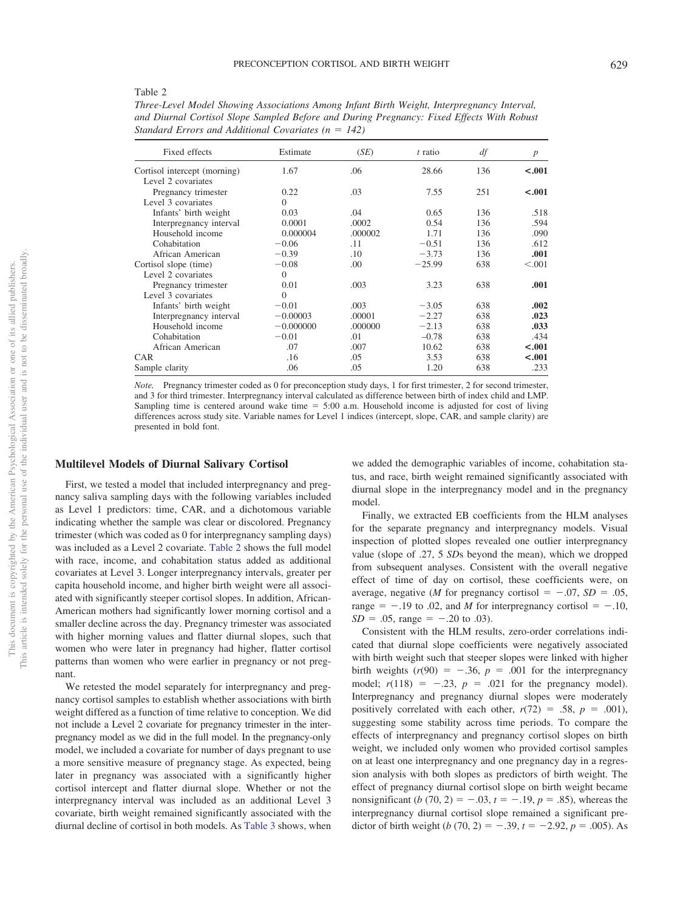Table 2

*Three-Level Model Showing Associations Among Infant Birth Weight, Interpregnancy Interval, and Diurnal Cortisol Slope Sampled Before and During Pregnancy: Fixed Effects With Robust Standard Errors and Additional Covariates (n = 142)*

| Fixed effects | Estimate | (*SE*) | *t* ratio | *df* | *p* |
|---|---|---|---|---|---|
| Cortisol intercept (morning) | 1.67 | .06 | 28.66 | 136 | **<.001** |
| Level 2 covariates | | | | | |
| Pregnancy trimester | 0.22 | .03 | 7.55 | 251 | **<.001** |
| Level 3 covariates | 0 | | | | |
| Infants' birth weight | 0.03 | .04 | 0.65 | 136 | .518 |
| Interpregnancy interval | 0.0001 | .0002 | 0.54 | 136 | .594 |
| Household income | 0.000004 | .000002 | 1.71 | 136 | .090 |
| Cohabitation | −0.06 | .11 | −0.51 | 136 | .612 |
| African American | −0.39 | .10 | −3.73 | 136 | **.001** |
| Cortisol slope (time) | −0.08 | .00 | −25.99 | 638 | <.001 |
| Level 2 covariates | 0 | | | | |
| Pregnancy trimester | 0.01 | .003 | 3.23 | 638 | **.001** |
| Level 3 covariates | 0 | | | | |
| Infants' birth weight | −0.01 | .003 | −3.05 | 638 | **.002** |
| Interpregnancy interval | −0.00003 | .00001 | −2.27 | 638 | **.023** |
| Household income | −0.000000 | .000000 | −2.13 | 638 | **.033** |
| Cohabitation | −0.01 | .01 | −0.78 | 638 | .434 |
| African American | .07 | .007 | 10.62 | 638 | **<.001** |
| CAR | .16 | .05 | 3.53 | 638 | **<.001** |
| Sample clarity | .06 | .05 | 1.20 | 638 | .233 |

*Note.* Pregnancy trimester coded as 0 for preconception study days, 1 for first trimester, 2 for second trimester, and 3 for third trimester. Interpregnancy interval calculated as difference between birth of index child and LMP. Sampling time is centered around wake time = 5:00 a.m. Household income is adjusted for cost of living differences across study site. Variable names for Level 1 indices (intercept, slope, CAR, and sample clarity) are presented in bold font.

### Multilevel Models of Diurnal Salivary Cortisol

First, we tested a model that included interpregnancy and pregnancy saliva sampling days with the following variables included as Level 1 predictors: time, CAR, and a dichotomous variable indicating whether the sample was clear or discolored. Pregnancy trimester (which was coded as 0 for interpregnancy sampling days) was included as a Level 2 covariate. Table 2 shows the full model with race, income, and cohabitation status added as additional covariates at Level 3. Longer interpregnancy intervals, greater per capita household income, and higher birth weight were all associated with significantly steeper cortisol slopes. In addition, African-American mothers had significantly lower morning cortisol and a smaller decline across the day. Pregnancy trimester was associated with higher morning values and flatter diurnal slopes, such that women who were later in pregnancy had higher, flatter cortisol patterns than women who were earlier in pregnancy or not pregnant.

We retested the model separately for interpregnancy and pregnancy cortisol samples to establish whether associations with birth weight differed as a function of time relative to conception. We did not include a Level 2 covariate for pregnancy trimester in the interpregnancy model as we did in the full model. In the pregnancy-only model, we included a covariate for number of days pregnant to use a more sensitive measure of pregnancy stage. As expected, being later in pregnancy was associated with a significantly higher cortisol intercept and flatter diurnal slope. Whether or not the interpregnancy interval was included as an additional Level 3 covariate, birth weight remained significantly associated with the diurnal decline of cortisol in both models. As Table 3 shows, when we added the demographic variables of income, cohabitation status, and race, birth weight remained significantly associated with diurnal slope in the interpregnancy model and in the pregnancy model.

Finally, we extracted EB coefficients from the HLM analyses for the separate pregnancy and interpregnancy models. Visual inspection of plotted slopes revealed one outlier interpregnancy value (slope of .27, 5 *SD*s beyond the mean), which we dropped from subsequent analyses. Consistent with the overall negative effect of time of day on cortisol, these coefficients were, on average, negative (*M* for pregnancy cortisol = −.07, *SD* = .05, range = −.19 to .02, and *M* for interpregnancy cortisol = −.10, *SD* = .05, range = −.20 to .03).

Consistent with the HLM results, zero-order correlations indicated that diurnal slope coefficients were negatively associated with birth weight such that steeper slopes were linked with higher birth weights ($r(90) = -.36$, $p = .001$ for the interpregnancy model; $r(118) = -.23$, $p = .021$ for the pregnancy model). Interpregnancy and pregnancy diurnal slopes were moderately positively correlated with each other, $r(72) = .58$, $p = .001$), suggesting some stability across time periods. To compare the effects of interpregnancy and pregnancy cortisol slopes on birth weight, we included only women who provided cortisol samples on at least one interpregnancy and one pregnancy day in a regression analysis with both slopes as predictors of birth weight. The effect of pregnancy diurnal cortisol slope on birth weight became nonsignificant ($b$ (70, 2) = −.03, $t = -.19$, $p = .85$), whereas the interpregnancy diurnal cortisol slope remained a significant predictor of birth weight ($b$ (70, 2) = −.39, $t = -2.92$, $p = .005$). As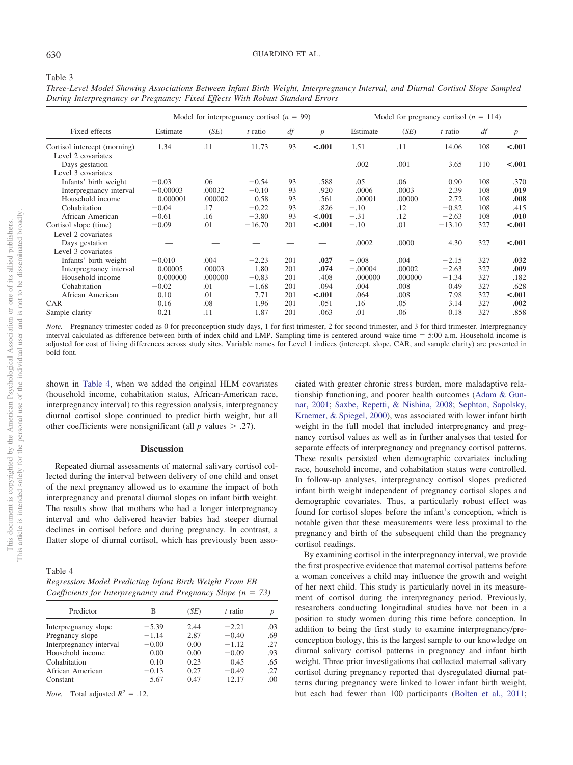Table 3

*Three-Level Model Showing Associations Between Infant Birth Weight, Interpregnancy Interval, and Diurnal Cortisol Slope Sampled During Interpregnancy or Pregnancy: Fixed Effects With Robust Standard Errors*

| Fixed effects | Model for interpregnancy cortisol ($n$ = 99) | | | | | Model for pregnancy cortisol ($n$ = 114) | | | | |
|---|---|---|---|---|---|---|---|---|---|---|
| | Estimate | (*SE*) | *t* ratio | *df* | *p* | Estimate | (*SE*) | *t* ratio | *df* | *p* |
| Cortisol intercept (morning) | 1.34 | .11 | 11.73 | 93 | **<.001** | 1.51 | .11 | 14.06 | 108 | **<.001** |
| Level 2 covariates | | | | | | | | | | |
| Days gestation | — | — | — | — | — | .002 | .001 | 3.65 | 110 | **<.001** |
| Level 3 covariates | | | | | | | | | | |
| Infants' birth weight | −0.03 | .06 | −0.54 | 93 | .588 | .05 | .06 | 0.90 | 108 | .370 |
| Interpregnancy interval | −0.00003 | .00032 | −0.10 | 93 | .920 | .0006 | .0003 | 2.39 | 108 | **.019** |
| Household income | 0.000001 | .000002 | 0.58 | 93 | .561 | .00001 | .00000 | 2.72 | 108 | **.008** |
| Cohabitation | −0.04 | .17 | −0.22 | 93 | .826 | −.10 | .12 | −0.82 | 108 | .415 |
| African American | −0.61 | .16 | −3.80 | 93 | **<.001** | −.31 | .12 | −2.63 | 108 | **.010** |
| Cortisol slope (time) | −0.09 | .01 | −16.70 | 201 | **<.001** | −.10 | .01 | −13.10 | 327 | **<.001** |
| Level 2 covariates | | | | | | | | | | |
| Days gestation | — | — | — | — | — | .0002 | .0000 | 4.30 | 327 | **<.001** |
| Level 3 covariates | | | | | | | | | | |
| Infants' birth weight | −0.010 | .004 | −2.23 | 201 | **.027** | −.008 | .004 | −2.15 | 327 | **.032** |
| Interpregnancy interval | 0.00005 | .00003 | 1.80 | 201 | **.074** | −.00004 | .00002 | −2.63 | 327 | **.009** |
| Household income | 0.000000 | .000000 | −0.83 | 201 | .408 | .000000 | .000000 | −1.34 | 327 | .182 |
| Cohabitation | −0.02 | .01 | −1.68 | 201 | .094 | .004 | .008 | 0.49 | 327 | .628 |
| African American | 0.10 | .01 | 7.71 | 201 | **<.001** | .064 | .008 | 7.98 | 327 | **<.001** |
| CAR | 0.16 | .08 | 1.96 | 201 | .051 | .16 | .05 | 3.14 | 327 | **.002** |
| Sample clarity | 0.21 | .11 | 1.87 | 201 | .063 | .01 | .06 | 0.18 | 327 | .858 |

*Note.* Pregnancy trimester coded as 0 for preconception study days, 1 for first trimester, 2 for second trimester, and 3 for third trimester. Interpregnancy interval calculated as difference between birth of index child and LMP. Sampling time is centered around wake time = 5:00 a.m. Household income is adjusted for cost of living differences across study sites. Variable names for Level 1 indices (intercept, slope, CAR, and sample clarity) are presented in bold font.

shown in Table 4, when we added the original HLM covariates (household income, cohabitation status, African-American race, interpregnancy interval) to this regression analysis, interpregnancy diurnal cortisol slope continued to predict birth weight, but all other coefficients were nonsignificant (all $p$ values $> .27$).

## Discussion

Repeated diurnal assessments of maternal salivary cortisol collected during the interval between delivery of one child and onset of the next pregnancy allowed us to examine the impact of both interpregnancy and prenatal diurnal slopes on infant birth weight. The results show that mothers who had a longer interpregnancy interval and who delivered heavier babies had steeper diurnal declines in cortisol before and during pregnancy. In contrast, a flatter slope of diurnal cortisol, which has previously been associated with greater chronic stress burden, more maladaptive relationship functioning, and poorer health outcomes (Adam & Gunnar, 2001; Saxbe, Repetti, & Nishina, 2008; Sephton, Sapolsky, Kraemer, & Spiegel, 2000), was associated with lower infant birth weight in the full model that included interpregnancy and pregnancy cortisol values as well as in further analyses that tested for separate effects of interpregnancy and pregnancy cortisol patterns. These results persisted when demographic covariates including race, household income, and cohabitation status were controlled. In follow-up analyses, interpregnancy cortisol slopes predicted infant birth weight independent of pregnancy cortisol slopes and demographic covariates. Thus, a particularly robust effect was found for cortisol slopes before the infant's conception, which is notable given that these measurements were less proximal to the pregnancy and birth of the subsequent child than the pregnancy cortisol readings.

By examining cortisol in the interpregnancy interval, we provide the first prospective evidence that maternal cortisol patterns before a woman conceives a child may influence the growth and weight of her next child. This study is particularly novel in its measurement of cortisol during the interpregnancy period. Previously, researchers conducting longitudinal studies have not been in a position to study women during this time before conception. In addition to being the first study to examine interpregnancy/preconception biology, this is the largest sample to our knowledge on diurnal salivary cortisol patterns in pregnancy and infant birth weight. Three prior investigations that collected maternal salivary cortisol during pregnancy reported that dysregulated diurnal patterns during pregnancy were linked to lower infant birth weight, but each had fewer than 100 participants (Bolten et al., 2011;

Table 4

*Regression Model Predicting Infant Birth Weight From EB Coefficients for Interpregnancy and Pregnancy Slope ($n$ = 73)*

| Predictor | B | (*SE*) | *t* ratio | *p* |
|---|---|---|---|---|
| Interpregnancy slope | −5.39 | 2.44 | −2.21 | .03 |
| Pregnancy slope | −1.14 | 2.87 | −0.40 | .69 |
| Interpregnancy interval | −0.00 | 0.00 | −1.12 | .27 |
| Household income | 0.00 | 0.00 | −0.09 | .93 |
| Cohabitation | 0.10 | 0.23 | 0.45 | .65 |
| African American | −0.13 | 0.27 | −0.49 | .27 |
| Constant | 5.67 | 0.47 | 12.17 | .00 |

*Note.* Total adjusted $R^2$ = .12.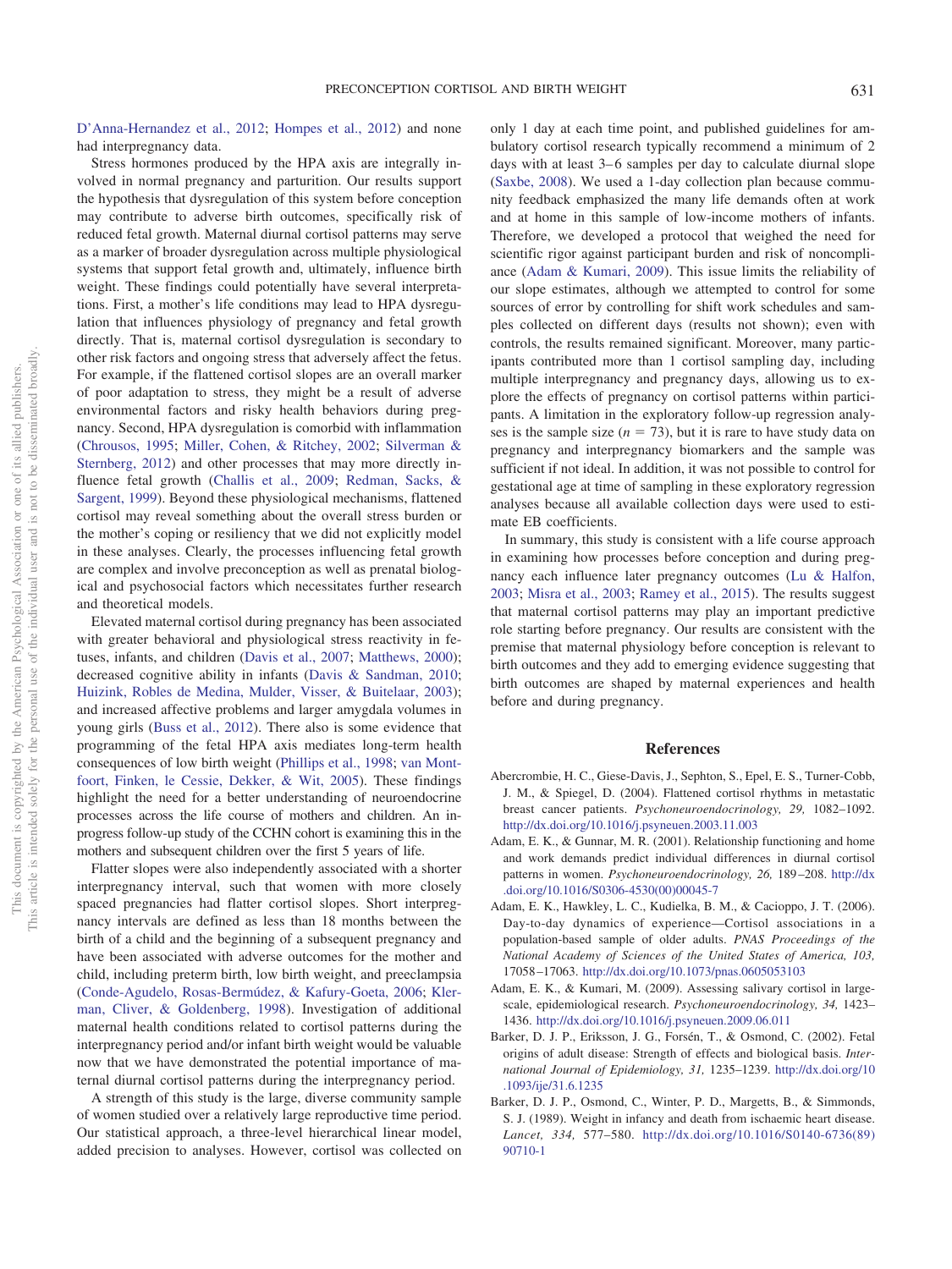D'Anna-Hernandez et al., 2012; Hompes et al., 2012) and none had interpregnancy data.

Stress hormones produced by the HPA axis are integrally involved in normal pregnancy and parturition. Our results support the hypothesis that dysregulation of this system before conception may contribute to adverse birth outcomes, specifically risk of reduced fetal growth. Maternal diurnal cortisol patterns may serve as a marker of broader dysregulation across multiple physiological systems that support fetal growth and, ultimately, influence birth weight. These findings could potentially have several interpretations. First, a mother's life conditions may lead to HPA dysregulation that influences physiology of pregnancy and fetal growth directly. That is, maternal cortisol dysregulation is secondary to other risk factors and ongoing stress that adversely affect the fetus. For example, if the flattened cortisol slopes are an overall marker of poor adaptation to stress, they might be a result of adverse environmental factors and risky health behaviors during pregnancy. Second, HPA dysregulation is comorbid with inflammation (Chrousos, 1995; Miller, Cohen, & Ritchey, 2002; Silverman & Sternberg, 2012) and other processes that may more directly influence fetal growth (Challis et al., 2009; Redman, Sacks, & Sargent, 1999). Beyond these physiological mechanisms, flattened cortisol may reveal something about the overall stress burden or the mother's coping or resiliency that we did not explicitly model in these analyses. Clearly, the processes influencing fetal growth are complex and involve preconception as well as prenatal biological and psychosocial factors which necessitates further research and theoretical models.

Elevated maternal cortisol during pregnancy has been associated with greater behavioral and physiological stress reactivity in fetuses, infants, and children (Davis et al., 2007; Matthews, 2000); decreased cognitive ability in infants (Davis & Sandman, 2010; Huizink, Robles de Medina, Mulder, Visser, & Buitelaar, 2003); and increased affective problems and larger amygdala volumes in young girls (Buss et al., 2012). There also is some evidence that programming of the fetal HPA axis mediates long-term health consequences of low birth weight (Phillips et al., 1998; van Montfoort, Finken, le Cessie, Dekker, & Wit, 2005). These findings highlight the need for a better understanding of neuroendocrine processes across the life course of mothers and children. An in-progress follow-up study of the CCHN cohort is examining this in the mothers and subsequent children over the first 5 years of life.

Flatter slopes were also independently associated with a shorter interpregnancy interval, such that women with more closely spaced pregnancies had flatter cortisol slopes. Short interpregnancy intervals are defined as less than 18 months between the birth of a child and the beginning of a subsequent pregnancy and have been associated with adverse outcomes for the mother and child, including preterm birth, low birth weight, and preeclampsia (Conde-Agudelo, Rosas-Bermúdez, & Kafury-Goeta, 2006; Klerman, Cliver, & Goldenberg, 1998). Investigation of additional maternal health conditions related to cortisol patterns during the interpregnancy period and/or infant birth weight would be valuable now that we have demonstrated the potential importance of maternal diurnal cortisol patterns during the interpregnancy period.

A strength of this study is the large, diverse community sample of women studied over a relatively large reproductive time period. Our statistical approach, a three-level hierarchical linear model, added precision to analyses. However, cortisol was collected on only 1 day at each time point, and published guidelines for ambulatory cortisol research typically recommend a minimum of 2 days with at least 3–6 samples per day to calculate diurnal slope (Saxbe, 2008). We used a 1-day collection plan because community feedback emphasized the many life demands often at work and at home in this sample of low-income mothers of infants. Therefore, we developed a protocol that weighed the need for scientific rigor against participant burden and risk of noncompliance (Adam & Kumari, 2009). This issue limits the reliability of our slope estimates, although we attempted to control for some sources of error by controlling for shift work schedules and samples collected on different days (results not shown); even with controls, the results remained significant. Moreover, many participants contributed more than 1 cortisol sampling day, including multiple interpregnancy and pregnancy days, allowing us to explore the effects of pregnancy on cortisol patterns within participants. A limitation in the exploratory follow-up regression analyses is the sample size ($n = 73$), but it is rare to have study data on pregnancy and interpregnancy biomarkers and the sample was sufficient if not ideal. In addition, it was not possible to control for gestational age at time of sampling in these exploratory regression analyses because all available collection days were used to estimate EB coefficients.

In summary, this study is consistent with a life course approach in examining how processes before conception and during pregnancy each influence later pregnancy outcomes (Lu & Halfon, 2003; Misra et al., 2003; Ramey et al., 2015). The results suggest that maternal cortisol patterns may play an important predictive role starting before pregnancy. Our results are consistent with the premise that maternal physiology before conception is relevant to birth outcomes and they add to emerging evidence suggesting that birth outcomes are shaped by maternal experiences and health before and during pregnancy.

## References

Abercrombie, H. C., Giese-Davis, J., Sephton, S., Epel, E. S., Turner-Cobb, J. M., & Spiegel, D. (2004). Flattened cortisol rhythms in metastatic breast cancer patients. *Psychoneuroendocrinology, 29,* 1082–1092. http://dx.doi.org/10.1016/j.psyneuen.2003.11.003

Adam, E. K., & Gunnar, M. R. (2001). Relationship functioning and home and work demands predict individual differences in diurnal cortisol patterns in women. *Psychoneuroendocrinology, 26,* 189–208. http://dx.doi.org/10.1016/S0306-4530(00)00045-7

Adam, E. K., Hawkley, L. C., Kudielka, B. M., & Cacioppo, J. T. (2006). Day-to-day dynamics of experience—Cortisol associations in a population-based sample of older adults. *PNAS Proceedings of the National Academy of Sciences of the United States of America, 103,* 17058–17063. http://dx.doi.org/10.1073/pnas.0605053103

Adam, E. K., & Kumari, M. (2009). Assessing salivary cortisol in large-scale, epidemiological research. *Psychoneuroendocrinology, 34,* 1423–1436. http://dx.doi.org/10.1016/j.psyneuen.2009.06.011

Barker, D. J. P., Eriksson, J. G., Forsén, T., & Osmond, C. (2002). Fetal origins of adult disease: Strength of effects and biological basis. *International Journal of Epidemiology, 31,* 1235–1239. http://dx.doi.org/10.1093/ije/31.6.1235

Barker, D. J. P., Osmond, C., Winter, P. D., Margetts, B., & Simmonds, S. J. (1989). Weight in infancy and death from ischaemic heart disease. *Lancet, 334,* 577–580. http://dx.doi.org/10.1016/S0140-6736(89)90710-1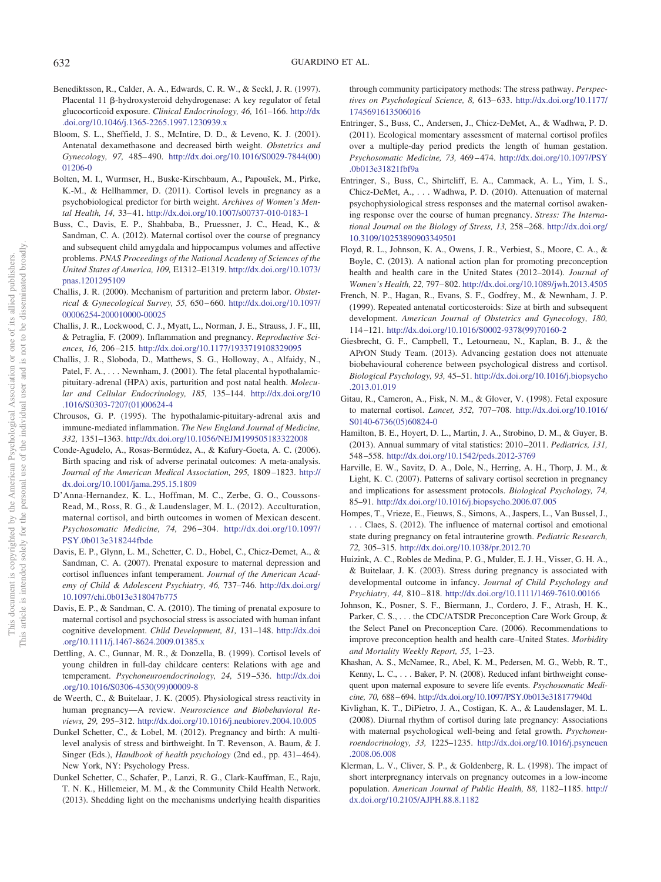Benediktsson, R., Calder, A. A., Edwards, C. R. W., & Seckl, J. R. (1997). Placental 11 β-hydroxysteroid dehydrogenase: A key regulator of fetal glucocorticoid exposure. *Clinical Endocrinology, 46,* 161–166. http://dx.doi.org/10.1046/j.1365-2265.1997.1230939.x

Bloom, S. L., Sheffield, J. S., McIntire, D. D., & Leveno, K. J. (2001). Antenatal dexamethasone and decreased birth weight. *Obstetrics and Gynecology, 97,* 485–490. http://dx.doi.org/10.1016/S0029-7844(00)01206-0

Bolten, M. I., Wurmser, H., Buske-Kirschbaum, A., Papoušek, M., Pirke, K.-M., & Hellhammer, D. (2011). Cortisol levels in pregnancy as a psychobiological predictor for birth weight. *Archives of Women's Mental Health, 14,* 33–41. http://dx.doi.org/10.1007/s00737-010-0183-1

Buss, C., Davis, E. P., Shahbaba, B., Pruessner, J. C., Head, K., & Sandman, C. A. (2012). Maternal cortisol over the course of pregnancy and subsequent child amygdala and hippocampus volumes and affective problems. *PNAS Proceedings of the National Academy of Sciences of the United States of America, 109,* E1312–E1319. http://dx.doi.org/10.1073/pnas.1201295109

Challis, J. R. (2000). Mechanism of parturition and preterm labor. *Obstetrical & Gynecological Survey, 55,* 650–660. http://dx.doi.org/10.1097/00006254-200010000-00025

Challis, J. R., Lockwood, C. J., Myatt, L., Norman, J. E., Strauss, J. F., III, & Petraglia, F. (2009). Inflammation and pregnancy. *Reproductive Sciences, 16,* 206–215. http://dx.doi.org/10.1177/1933719108329095

Challis, J. R., Sloboda, D., Matthews, S. G., Holloway, A., Alfaidy, N., Patel, F. A., . . . Newnham, J. (2001). The fetal placental hypothalamic-pituitary-adrenal (HPA) axis, parturition and post natal health. *Molecular and Cellular Endocrinology, 185,* 135–144. http://dx.doi.org/10.1016/S0303-7207(01)00624-4

Chrousos, G. P. (1995). The hypothalamic-pituitary-adrenal axis and immune-mediated inflammation. *The New England Journal of Medicine, 332,* 1351–1363. http://dx.doi.org/10.1056/NEJM199505183322008

Conde-Agudelo, A., Rosas-Bermúdez, A., & Kafury-Goeta, A. C. (2006). Birth spacing and risk of adverse perinatal outcomes: A meta-analysis. *Journal of the American Medical Association, 295,* 1809–1823. http://dx.doi.org/10.1001/jama.295.15.1809

D'Anna-Hernandez, K. L., Hoffman, M. C., Zerbe, G. O., Coussons-Read, M., Ross, R. G., & Laudenslager, M. L. (2012). Acculturation, maternal cortisol, and birth outcomes in women of Mexican descent. *Psychosomatic Medicine, 74,* 296–304. http://dx.doi.org/10.1097/PSY.0b013e318244fbde

Davis, E. P., Glynn, L. M., Schetter, C. D., Hobel, C., Chicz-Demet, A., & Sandman, C. A. (2007). Prenatal exposure to maternal depression and cortisol influences infant temperament. *Journal of the American Academy of Child & Adolescent Psychiatry, 46,* 737–746. http://dx.doi.org/10.1097/chi.0b013e318047b775

Davis, E. P., & Sandman, C. A. (2010). The timing of prenatal exposure to maternal cortisol and psychosocial stress is associated with human infant cognitive development. *Child Development, 81,* 131–148. http://dx.doi.org/10.1111/j.1467-8624.2009.01385.x

Dettling, A. C., Gunnar, M. R., & Donzella, B. (1999). Cortisol levels of young children in full-day childcare centers: Relations with age and temperament. *Psychoneuroendocrinology, 24,* 519–536. http://dx.doi.org/10.1016/S0306-4530(99)00009-8

de Weerth, C., & Buitelaar, J. K. (2005). Physiological stress reactivity in human pregnancy—A review. *Neuroscience and Biobehavioral Reviews, 29,* 295–312. http://dx.doi.org/10.1016/j.neubiorev.2004.10.005

Dunkel Schetter, C., & Lobel, M. (2012). Pregnancy and birth: A multilevel analysis of stress and birthweight. In T. Revenson, A. Baum, & J. Singer (Eds.), *Handbook of health psychology* (2nd ed., pp. 431–464). New York, NY: Psychology Press.

Dunkel Schetter, C., Schafer, P., Lanzi, R. G., Clark-Kauffman, E., Raju, T. N. K., Hillemeier, M. M., & the Community Child Health Network. (2013). Shedding light on the mechanisms underlying health disparities through community participatory methods: The stress pathway. *Perspectives on Psychological Science, 8,* 613–633. http://dx.doi.org/10.1177/1745691613506016

Entringer, S., Buss, C., Andersen, J., Chicz-DeMet, A., & Wadhwa, P. D. (2011). Ecological momentary assessment of maternal cortisol profiles over a multiple-day period predicts the length of human gestation. *Psychosomatic Medicine, 73,* 469–474. http://dx.doi.org/10.1097/PSY.0b013e31821fbf9a

Entringer, S., Buss, C., Shirtcliff, E. A., Cammack, A. L., Yim, I. S., Chicz-DeMet, A., . . . Wadhwa, P. D. (2010). Attenuation of maternal psychophysiological stress responses and the maternal cortisol awakening response over the course of human pregnancy. *Stress: The International Journal on the Biology of Stress, 13,* 258–268. http://dx.doi.org/10.3109/10253890903349501

Floyd, R. L., Johnson, K. A., Owens, J. R., Verbiest, S., Moore, C. A., & Boyle, C. (2013). A national action plan for promoting preconception health and health care in the United States (2012–2014). *Journal of Women's Health, 22,* 797–802. http://dx.doi.org/10.1089/jwh.2013.4505

French, N. P., Hagan, R., Evans, S. F., Godfrey, M., & Newnham, J. P. (1999). Repeated antenatal corticosteroids: Size at birth and subsequent development. *American Journal of Obstetrics and Gynecology, 180,* 114–121. http://dx.doi.org/10.1016/S0002-9378(99)70160-2

Giesbrecht, G. F., Campbell, T., Letourneau, N., Kaplan, B. J., & the APrON Study Team. (2013). Advancing gestation does not attenuate biobehavioural coherence between psychological distress and cortisol. *Biological Psychology, 93,* 45–51. http://dx.doi.org/10.1016/j.biopsycho.2013.01.019

Gitau, R., Cameron, A., Fisk, N. M., & Glover, V. (1998). Fetal exposure to maternal cortisol. *Lancet, 352,* 707–708. http://dx.doi.org/10.1016/S0140-6736(05)60824-0

Hamilton, B. E., Hoyert, D. L., Martin, J. A., Strobino, D. M., & Guyer, B. (2013). Annual summary of vital statistics: 2010–2011. *Pediatrics, 131,* 548–558. http://dx.doi.org/10.1542/peds.2012-3769

Harville, E. W., Savitz, D. A., Dole, N., Herring, A. H., Thorp, J. M., & Light, K. C. (2007). Patterns of salivary cortisol secretion in pregnancy and implications for assessment protocols. *Biological Psychology, 74,* 85–91. http://dx.doi.org/10.1016/j.biopsycho.2006.07.005

Hompes, T., Vrieze, E., Fieuws, S., Simons, A., Jaspers, L., Van Bussel, J., . . . Claes, S. (2012). The influence of maternal cortisol and emotional state during pregnancy on fetal intrauterine growth. *Pediatric Research, 72,* 305–315. http://dx.doi.org/10.1038/pr.2012.70

Huizink, A. C., Robles de Medina, P. G., Mulder, E. J. H., Visser, G. H. A., & Buitelaar, J. K. (2003). Stress during pregnancy is associated with developmental outcome in infancy. *Journal of Child Psychology and Psychiatry, 44,* 810–818. http://dx.doi.org/10.1111/1469-7610.00166

Johnson, K., Posner, S. F., Biermann, J., Cordero, J. F., Atrash, H. K., Parker, C. S., . . . the CDC/ATSDR Preconception Care Work Group, & the Select Panel on Preconception Care. (2006). Recommendations to improve preconception health and health care–United States. *Morbidity and Mortality Weekly Report, 55,* 1–23.

Khashan, A. S., McNamee, R., Abel, K. M., Pedersen, M. G., Webb, R. T., Kenny, L. C., . . . Baker, P. N. (2008). Reduced infant birthweight consequent upon maternal exposure to severe life events. *Psychosomatic Medicine, 70,* 688–694. http://dx.doi.org/10.1097/PSY.0b013e318177940d

Kivlighan, K. T., DiPietro, J. A., Costigan, K. A., & Laudenslager, M. L. (2008). Diurnal rhythm of cortisol during late pregnancy: Associations with maternal psychological well-being and fetal growth. *Psychoneuroendocrinology, 33,* 1225–1235. http://dx.doi.org/10.1016/j.psyneuen.2008.06.008

Klerman, L. V., Cliver, S. P., & Goldenberg, R. L. (1998). The impact of short interpregnancy intervals on pregnancy outcomes in a low-income population. *American Journal of Public Health, 88,* 1182–1185. http://dx.doi.org/10.2105/AJPH.88.8.1182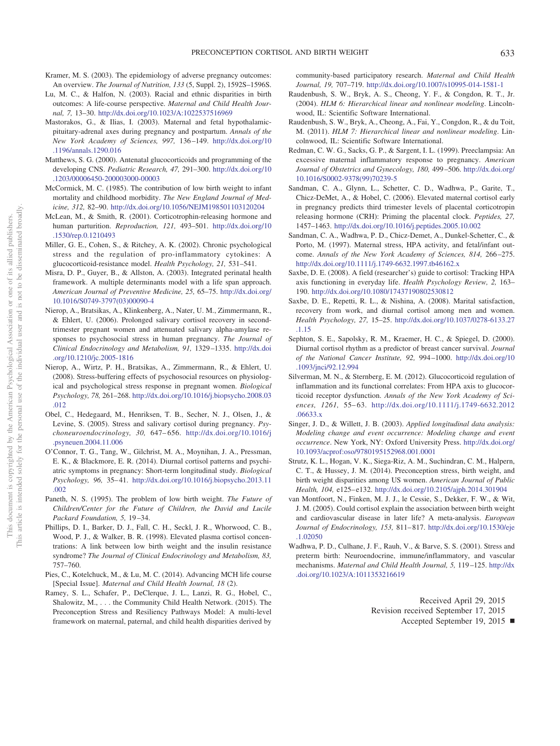Kramer, M. S. (2003). The epidemiology of adverse pregnancy outcomes: An overview. *The Journal of Nutrition, 133* (5, Suppl. 2), 1592S–1596S.

Lu, M. C., & Halfon, N. (2003). Racial and ethnic disparities in birth outcomes: A life-course perspective. *Maternal and Child Health Journal, 7,* 13–30. http://dx.doi.org/10.1023/A:1022537516969

Mastorakos, G., & Ilias, I. (2003). Maternal and fetal hypothalamic-pituitary-adrenal axes during pregnancy and postpartum. *Annals of the New York Academy of Sciences, 997,* 136–149. http://dx.doi.org/10.1196/annals.1290.016

Matthews, S. G. (2000). Antenatal glucocorticoids and programming of the developing CNS. *Pediatric Research, 47,* 291–300. http://dx.doi.org/10.1203/00006450-200003000-00003

McCormick, M. C. (1985). The contribution of low birth weight to infant mortality and childhood morbidity. *The New England Journal of Medicine, 312,* 82–90. http://dx.doi.org/10.1056/NEJM198501103120204

McLean, M., & Smith, R. (2001). Corticotrophin-releasing hormone and human parturition. *Reproduction, 121,* 493–501. http://dx.doi.org/10.1530/rep.0.1210493

Miller, G. E., Cohen, S., & Ritchey, A. K. (2002). Chronic psychological stress and the regulation of pro-inflammatory cytokines: A glucocorticoid-resistance model. *Health Psychology, 21,* 531–541.

Misra, D. P., Guyer, B., & Allston, A. (2003). Integrated perinatal health framework. A multiple determinants model with a life span approach. *American Journal of Preventive Medicine, 25,* 65–75. http://dx.doi.org/10.1016/S0749-3797(03)00090-4

Nierop, A., Bratsikas, A., Klinkenberg, A., Nater, U. M., Zimmermann, R., & Ehlert, U. (2006). Prolonged salivary cortisol recovery in second-trimester pregnant women and attenuated salivary alpha-amylase responses to psychosocial stress in human pregnancy. *The Journal of Clinical Endocrinology and Metabolism, 91,* 1329–1335. http://dx.doi.org/10.1210/jc.2005-1816

Nierop, A., Wirtz, P. H., Bratsikas, A., Zimmermann, R., & Ehlert, U. (2008). Stress-buffering effects of psychosocial resources on physiological and psychological stress response in pregnant women. *Biological Psychology, 78,* 261–268. http://dx.doi.org/10.1016/j.biopsycho.2008.03.012

Obel, C., Hedegaard, M., Henriksen, T. B., Secher, N. J., Olsen, J., & Levine, S. (2005). Stress and salivary cortisol during pregnancy. *Psychoneuroendocrinology, 30,* 647–656. http://dx.doi.org/10.1016/j.psyneuen.2004.11.006

O'Connor, T. G., Tang, W., Gilchrist, M. A., Moynihan, J. A., Pressman, E. K., & Blackmore, E. R. (2014). Diurnal cortisol patterns and psychiatric symptoms in pregnancy: Short-term longitudinal study. *Biological Psychology, 96,* 35–41. http://dx.doi.org/10.1016/j.biopsycho.2013.11.002

Paneth, N. S. (1995). The problem of low birth weight. *The Future of Children/Center for the Future of Children, the David and Lucile Packard Foundation, 5,* 19–34.

Phillips, D. I., Barker, D. J., Fall, C. H., Seckl, J. R., Whorwood, C. B., Wood, P. J., & Walker, B. R. (1998). Elevated plasma cortisol concentrations: A link between low birth weight and the insulin resistance syndrome? *The Journal of Clinical Endocrinology and Metabolism, 83,* 757–760.

Pies, C., Kotelchuck, M., & Lu, M. C. (2014). Advancing MCH life course [Special Issue]. *Maternal and Child Health Journal, 18* (2).

Ramey, S. L., Schafer, P., DeClerque, J. L., Lanzi, R. G., Hobel, C., Shalowitz, M., . . . the Community Child Health Network. (2015). The Preconception Stress and Resiliency Pathways Model: A multi-level framework on maternal, paternal, and child health disparities derived by community-based participatory research. *Maternal and Child Health Journal, 19,* 707–719. http://dx.doi.org/10.1007/s10995-014-1581-1

Raudenbush, S. W., Bryk, A. S., Cheong, Y. F., & Congdon, R. T., Jr. (2004). *HLM 6: Hierarchical linear and nonlinear modeling*. Lincolnwood, IL: Scientific Software International.

Raudenbush, S. W., Bryk, A., Cheong, A., Fai, Y., Congdon, R., & du Toit, M. (2011). *HLM 7: Hierarchical linear and nonlinear modeling*. Lincolnwood, IL: Scientific Software International.

Redman, C. W. G., Sacks, G. P., & Sargent, I. L. (1999). Preeclampsia: An excessive maternal inflammatory response to pregnancy. *American Journal of Obstetrics and Gynecology, 180,* 499–506. http://dx.doi.org/10.1016/S0002-9378(99)70239-5

Sandman, C. A., Glynn, L., Schetter, C. D., Wadhwa, P., Garite, T., Chicz-DeMet, A., & Hobel, C. (2006). Elevated maternal cortisol early in pregnancy predicts third trimester levels of placental corticotropin releasing hormone (CRH): Priming the placental clock. *Peptides, 27,* 1457–1463. http://dx.doi.org/10.1016/j.peptides.2005.10.002

Sandman, C. A., Wadhwa, P. D., Chicz-Demet, A., Dunkel-Schetter, C., & Porto, M. (1997). Maternal stress, HPA activity, and fetal/infant outcome. *Annals of the New York Academy of Sciences, 814,* 266–275. http://dx.doi.org/10.1111/j.1749-6632.1997.tb46162.x

Saxbe, D. E. (2008). A field (researcher's) guide to cortisol: Tracking HPA axis functioning in everyday life. *Health Psychology Review, 2,* 163–190. http://dx.doi.org/10.1080/17437190802530812

Saxbe, D. E., Repetti, R. L., & Nishina, A. (2008). Marital satisfaction, recovery from work, and diurnal cortisol among men and women. *Health Psychology, 27,* 15–25. http://dx.doi.org/10.1037/0278-6133.27.1.15

Sephton, S. E., Sapolsky, R. M., Kraemer, H. C., & Spiegel, D. (2000). Diurnal cortisol rhythm as a predictor of breast cancer survival. *Journal of the National Cancer Institute, 92,* 994–1000. http://dx.doi.org/10.1093/jnci/92.12.994

Silverman, M. N., & Sternberg, E. M. (2012). Glucocorticoid regulation of inflammation and its functional correlates: From HPA axis to glucocorticoid receptor dysfunction. *Annals of the New York Academy of Sciences, 1261,* 55–63. http://dx.doi.org/10.1111/j.1749-6632.2012.06633.x

Singer, J. D., & Willett, J. B. (2003). *Applied longitudinal data analysis: Modeling change and event occurrence: Modeling change and event occurrence*. New York, NY: Oxford University Press. http://dx.doi.org/10.1093/acprof:oso/9780195152968.001.0001

Strutz, K. L., Hogan, V. K., Siega-Riz, A. M., Suchindran, C. M., Halpern, C. T., & Hussey, J. M. (2014). Preconception stress, birth weight, and birth weight disparities among US women. *American Journal of Public Health, 104,* e125–e132. http://dx.doi.org/10.2105/ajph.2014.301904

van Montfoort, N., Finken, M. J. J., le Cessie, S., Dekker, F. W., & Wit, J. M. (2005). Could cortisol explain the association between birth weight and cardiovascular disease in later life? A meta-analysis. *European Journal of Endocrinology, 153,* 811–817. http://dx.doi.org/10.1530/eje.1.02050

Wadhwa, P. D., Culhane, J. F., Rauh, V., & Barve, S. S. (2001). Stress and preterm birth: Neuroendocrine, immune/inflammatory, and vascular mechanisms. *Maternal and Child Health Journal, 5,* 119–125. http://dx.doi.org/10.1023/A:1011353216619

Received April 29, 2015
Revision received September 17, 2015
Accepted September 19, 2015 ■